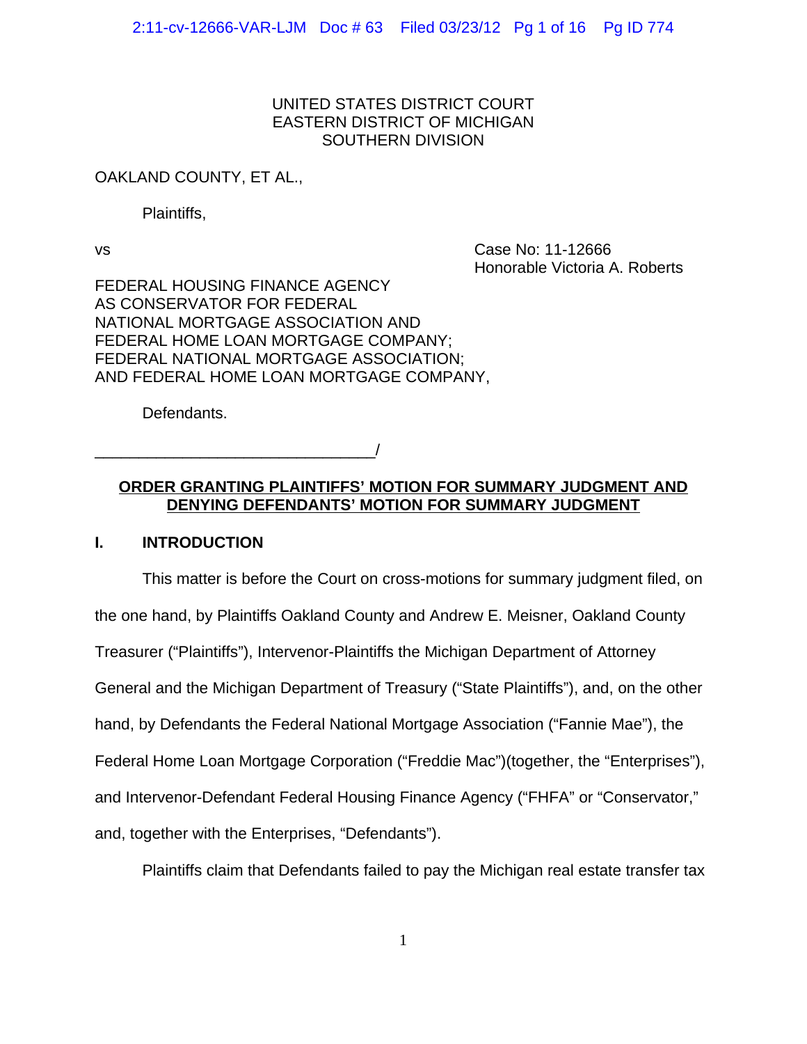UNITED STATES DISTRICT COURT
EASTERN DISTRICT OF MICHIGAN
SOUTHERN DIVISION

OAKLAND COUNTY, ET AL.,

Plaintiffs,

vs

Case No: 11-12666
Honorable Victoria A. Roberts

FEDERAL HOUSING FINANCE AGENCY
AS CONSERVATOR FOR FEDERAL
NATIONAL MORTGAGE ASSOCIATION AND
FEDERAL HOME LOAN MORTGAGE COMPANY;
FEDERAL NATIONAL MORTGAGE ASSOCIATION;
AND FEDERAL HOME LOAN MORTGAGE COMPANY,

Defendants.

________________________________/

**ORDER GRANTING PLAINTIFFS' MOTION FOR SUMMARY JUDGMENT AND DENYING DEFENDANTS' MOTION FOR SUMMARY JUDGMENT**

## I. INTRODUCTION

This matter is before the Court on cross-motions for summary judgment filed, on the one hand, by Plaintiffs Oakland County and Andrew E. Meisner, Oakland County Treasurer ("Plaintiffs"), Intervenor-Plaintiffs the Michigan Department of Attorney General and the Michigan Department of Treasury ("State Plaintiffs"), and, on the other hand, by Defendants the Federal National Mortgage Association ("Fannie Mae"), the Federal Home Loan Mortgage Corporation ("Freddie Mac")(together, the "Enterprises"), and Intervenor-Defendant Federal Housing Finance Agency ("FHFA" or "Conservator," and, together with the Enterprises, "Defendants").

Plaintiffs claim that Defendants failed to pay the Michigan real estate transfer tax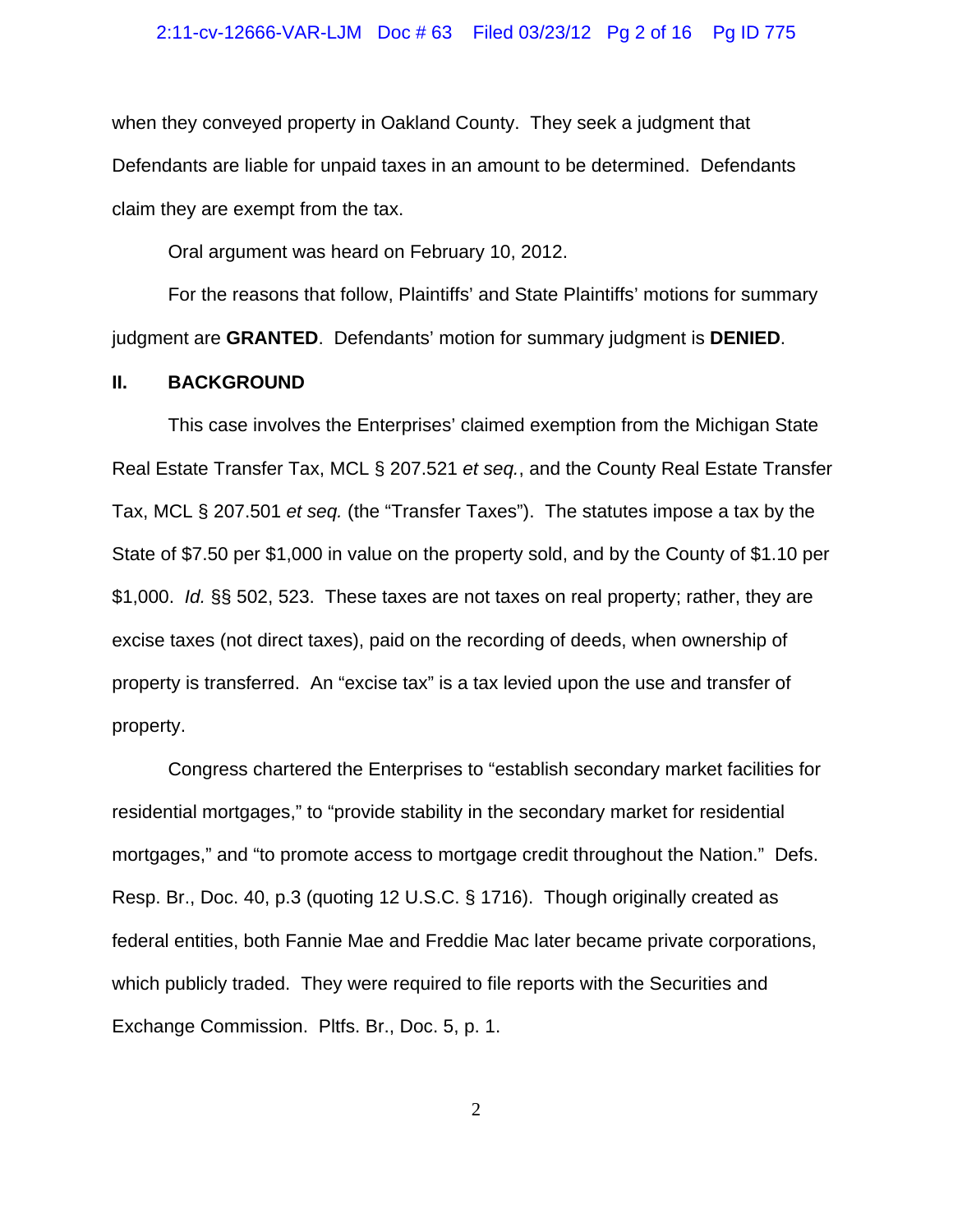when they conveyed property in Oakland County. They seek a judgment that Defendants are liable for unpaid taxes in an amount to be determined. Defendants claim they are exempt from the tax.

Oral argument was heard on February 10, 2012.

For the reasons that follow, Plaintiffs' and State Plaintiffs' motions for summary judgment are **GRANTED**. Defendants' motion for summary judgment is **DENIED**.

## II. BACKGROUND

This case involves the Enterprises' claimed exemption from the Michigan State Real Estate Transfer Tax, MCL § 207.521 *et seq.*, and the County Real Estate Transfer Tax, MCL § 207.501 *et seq.* (the "Transfer Taxes"). The statutes impose a tax by the State of $7.50 per $1,000 in value on the property sold, and by the County of $1.10 per $1,000. *Id.* §§ 502, 523. These taxes are not taxes on real property; rather, they are excise taxes (not direct taxes), paid on the recording of deeds, when ownership of property is transferred. An "excise tax" is a tax levied upon the use and transfer of property.

Congress chartered the Enterprises to "establish secondary market facilities for residential mortgages," to "provide stability in the secondary market for residential mortgages," and "to promote access to mortgage credit throughout the Nation." Defs. Resp. Br., Doc. 40, p.3 (quoting 12 U.S.C. § 1716). Though originally created as federal entities, both Fannie Mae and Freddie Mac later became private corporations, which publicly traded. They were required to file reports with the Securities and Exchange Commission. Pltfs. Br., Doc. 5, p. 1.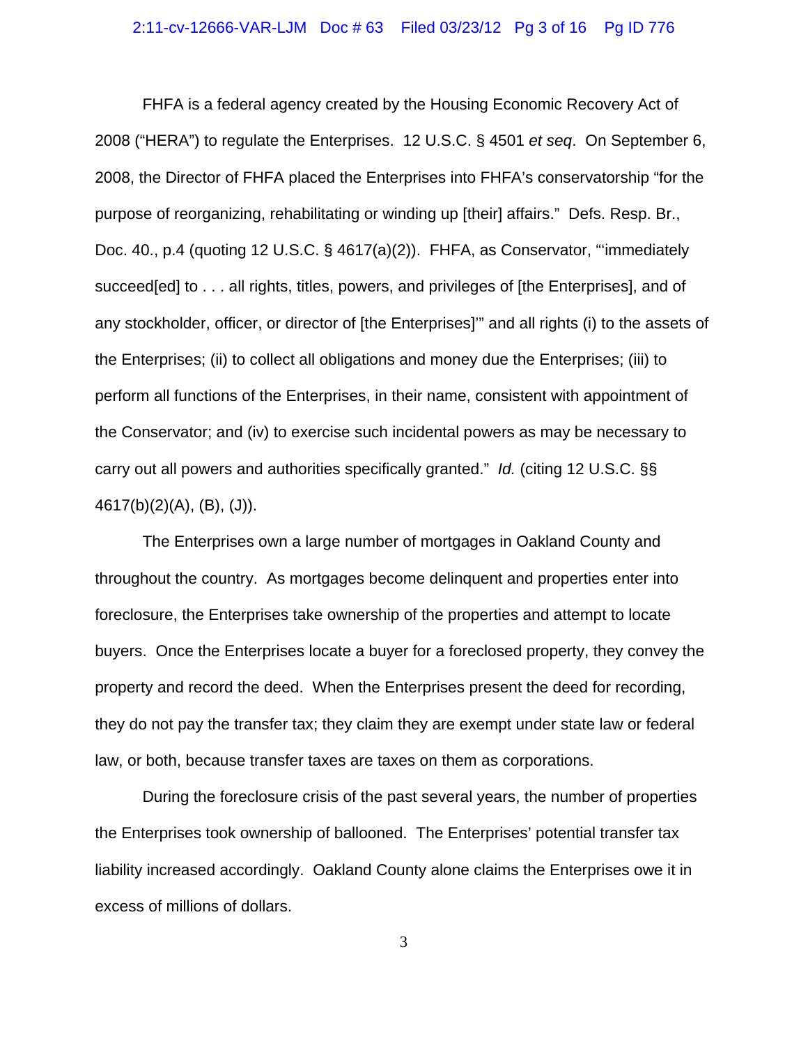FHFA is a federal agency created by the Housing Economic Recovery Act of 2008 ("HERA") to regulate the Enterprises. 12 U.S.C. § 4501 *et seq*. On September 6, 2008, the Director of FHFA placed the Enterprises into FHFA's conservatorship "for the purpose of reorganizing, rehabilitating or winding up [their] affairs." Defs. Resp. Br., Doc. 40., p.4 (quoting 12 U.S.C. § 4617(a)(2)). FHFA, as Conservator, "'immediately succeed[ed] to . . . all rights, titles, powers, and privileges of [the Enterprises], and of any stockholder, officer, or director of [the Enterprises]'" and all rights (i) to the assets of the Enterprises; (ii) to collect all obligations and money due the Enterprises; (iii) to perform all functions of the Enterprises, in their name, consistent with appointment of the Conservator; and (iv) to exercise such incidental powers as may be necessary to carry out all powers and authorities specifically granted." *Id.* (citing 12 U.S.C. §§ 4617(b)(2)(A), (B), (J)).

The Enterprises own a large number of mortgages in Oakland County and throughout the country. As mortgages become delinquent and properties enter into foreclosure, the Enterprises take ownership of the properties and attempt to locate buyers. Once the Enterprises locate a buyer for a foreclosed property, they convey the property and record the deed. When the Enterprises present the deed for recording, they do not pay the transfer tax; they claim they are exempt under state law or federal law, or both, because transfer taxes are taxes on them as corporations.

During the foreclosure crisis of the past several years, the number of properties the Enterprises took ownership of ballooned. The Enterprises' potential transfer tax liability increased accordingly. Oakland County alone claims the Enterprises owe it in excess of millions of dollars.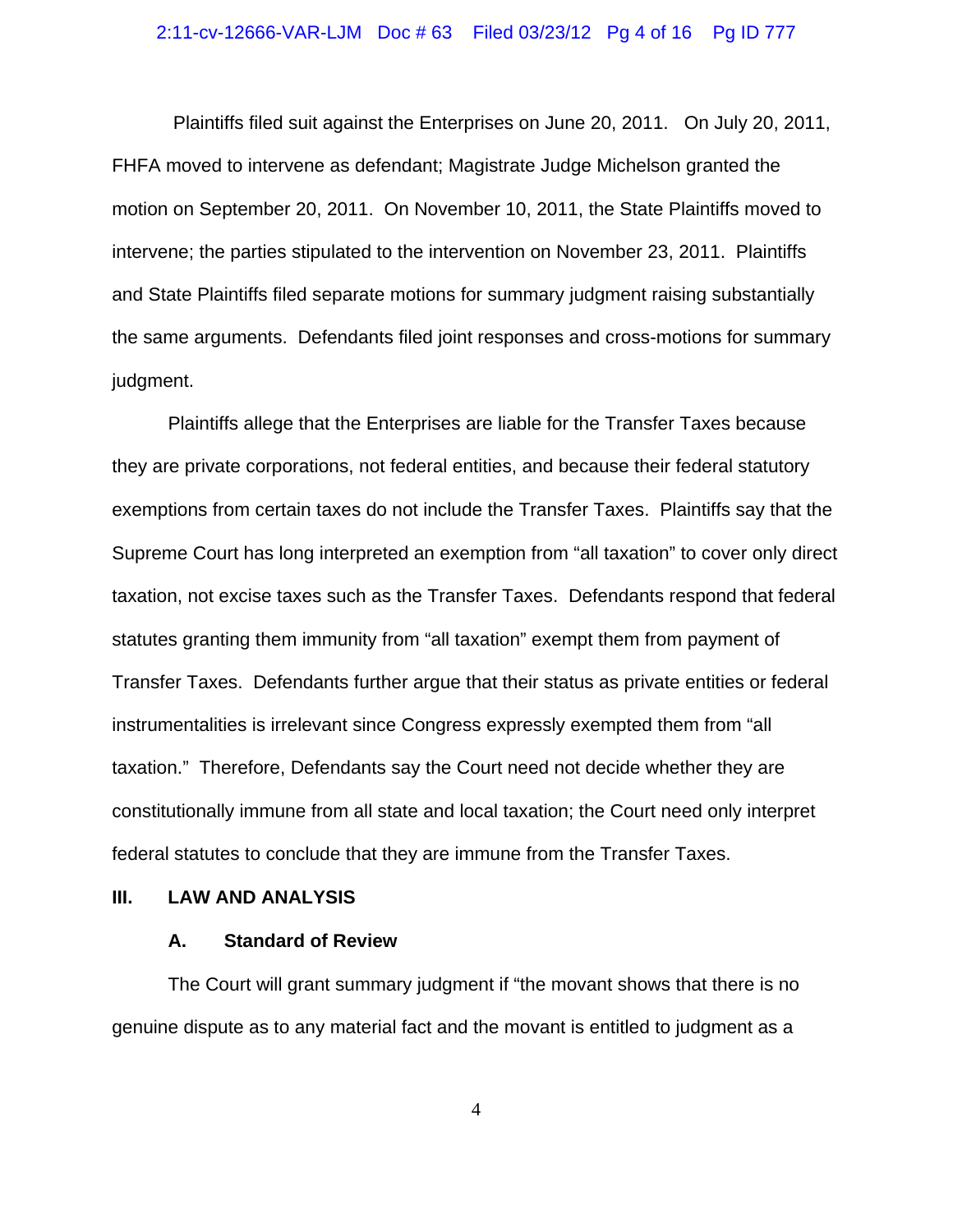Plaintiffs filed suit against the Enterprises on June 20, 2011. On July 20, 2011, FHFA moved to intervene as defendant; Magistrate Judge Michelson granted the motion on September 20, 2011. On November 10, 2011, the State Plaintiffs moved to intervene; the parties stipulated to the intervention on November 23, 2011. Plaintiffs and State Plaintiffs filed separate motions for summary judgment raising substantially the same arguments. Defendants filed joint responses and cross-motions for summary judgment.

Plaintiffs allege that the Enterprises are liable for the Transfer Taxes because they are private corporations, not federal entities, and because their federal statutory exemptions from certain taxes do not include the Transfer Taxes. Plaintiffs say that the Supreme Court has long interpreted an exemption from "all taxation" to cover only direct taxation, not excise taxes such as the Transfer Taxes. Defendants respond that federal statutes granting them immunity from "all taxation" exempt them from payment of Transfer Taxes. Defendants further argue that their status as private entities or federal instrumentalities is irrelevant since Congress expressly exempted them from "all taxation." Therefore, Defendants say the Court need not decide whether they are constitutionally immune from all state and local taxation; the Court need only interpret federal statutes to conclude that they are immune from the Transfer Taxes.

## III. LAW AND ANALYSIS

### A. Standard of Review

The Court will grant summary judgment if "the movant shows that there is no genuine dispute as to any material fact and the movant is entitled to judgment as a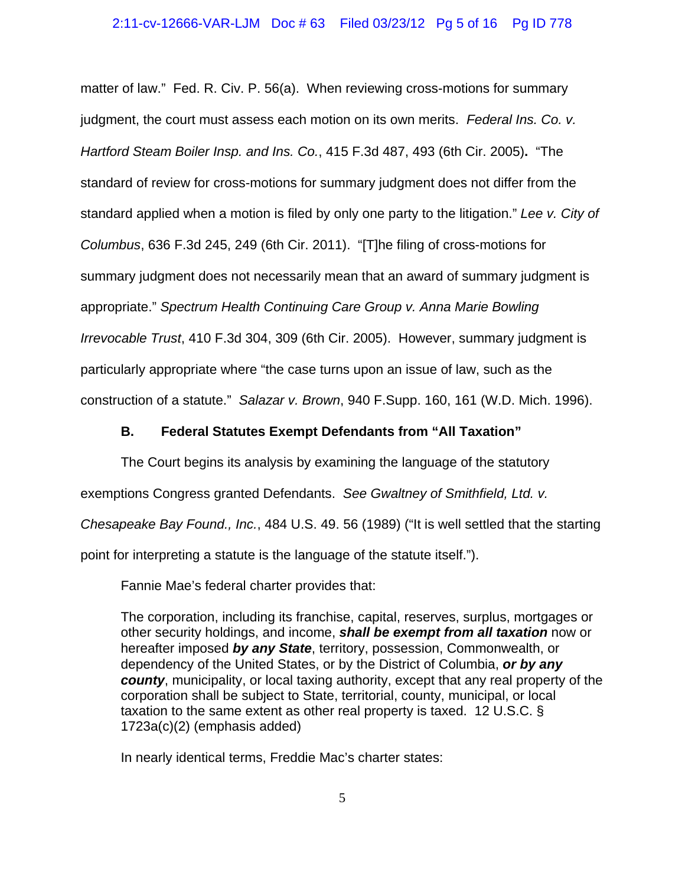matter of law." Fed. R. Civ. P. 56(a). When reviewing cross-motions for summary judgment, the court must assess each motion on its own merits. *Federal Ins. Co. v. Hartford Steam Boiler Insp. and Ins. Co.*, 415 F.3d 487, 493 (6th Cir. 2005)**.** "The standard of review for cross-motions for summary judgment does not differ from the standard applied when a motion is filed by only one party to the litigation." *Lee v. City of Columbus*, 636 F.3d 245, 249 (6th Cir. 2011). "[T]he filing of cross-motions for summary judgment does not necessarily mean that an award of summary judgment is appropriate." *Spectrum Health Continuing Care Group v. Anna Marie Bowling Irrevocable Trust*, 410 F.3d 304, 309 (6th Cir. 2005). However, summary judgment is particularly appropriate where "the case turns upon an issue of law, such as the construction of a statute." *Salazar v. Brown*, 940 F.Supp. 160, 161 (W.D. Mich. 1996).

### B. Federal Statutes Exempt Defendants from "All Taxation"

The Court begins its analysis by examining the language of the statutory exemptions Congress granted Defendants. *See Gwaltney of Smithfield, Ltd. v. Chesapeake Bay Found., Inc.*, 484 U.S. 49. 56 (1989) ("It is well settled that the starting point for interpreting a statute is the language of the statute itself.").

Fannie Mae's federal charter provides that:

> The corporation, including its franchise, capital, reserves, surplus, mortgages or other security holdings, and income, ***shall be exempt from all taxation*** now or hereafter imposed ***by any State***, territory, possession, Commonwealth, or dependency of the United States, or by the District of Columbia, ***or by any county***, municipality, or local taxing authority, except that any real property of the corporation shall be subject to State, territorial, county, municipal, or local taxation to the same extent as other real property is taxed. 12 U.S.C. § 1723a(c)(2) (emphasis added)

In nearly identical terms, Freddie Mac's charter states: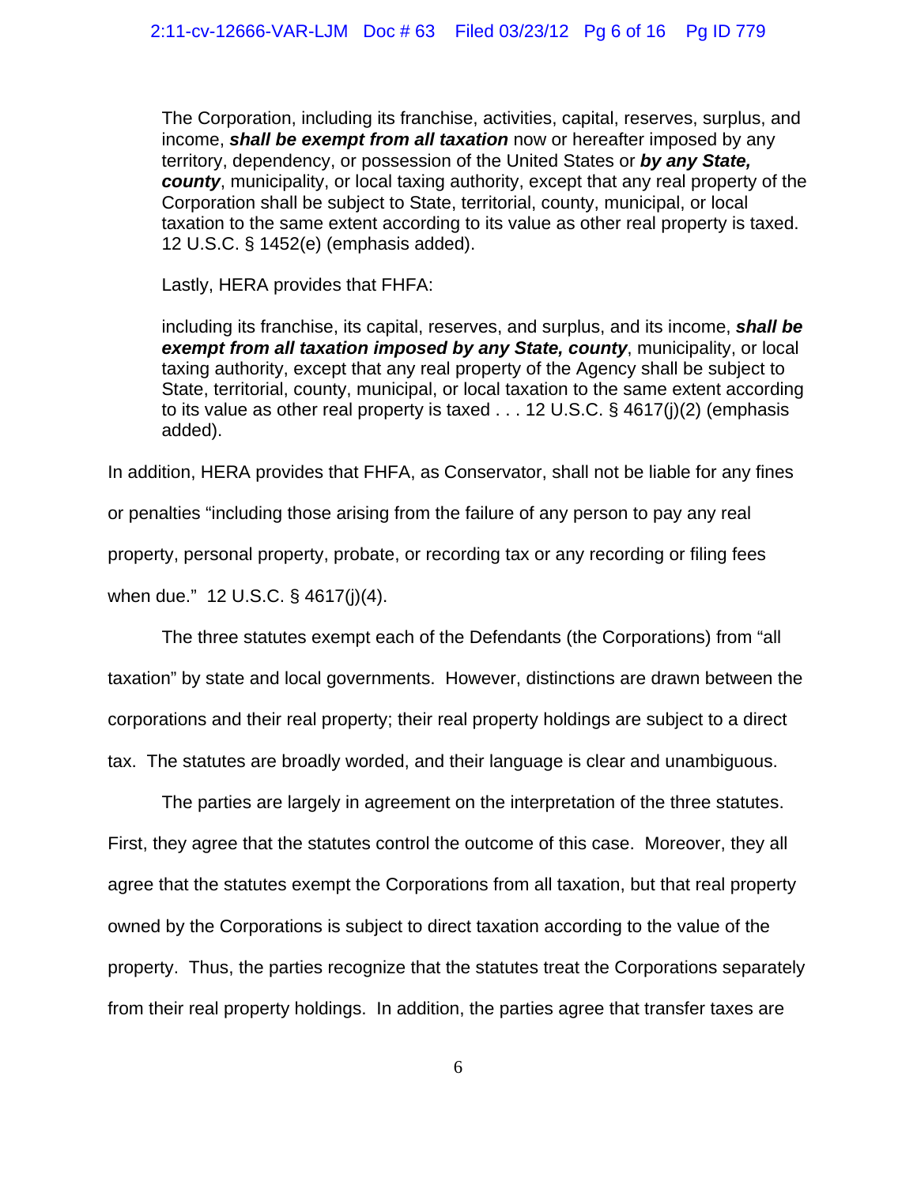> The Corporation, including its franchise, activities, capital, reserves, surplus, and income, ***shall be exempt from all taxation*** now or hereafter imposed by any territory, dependency, or possession of the United States or ***by any State, county***, municipality, or local taxing authority, except that any real property of the Corporation shall be subject to State, territorial, county, municipal, or local taxation to the same extent according to its value as other real property is taxed. 12 U.S.C. § 1452(e) (emphasis added).

Lastly, HERA provides that FHFA:

> including its franchise, its capital, reserves, and surplus, and its income, ***shall be exempt from all taxation imposed by any State, county***, municipality, or local taxing authority, except that any real property of the Agency shall be subject to State, territorial, county, municipal, or local taxation to the same extent according to its value as other real property is taxed . . . 12 U.S.C. § 4617(j)(2) (emphasis added).

In addition, HERA provides that FHFA, as Conservator, shall not be liable for any fines or penalties "including those arising from the failure of any person to pay any real property, personal property, probate, or recording tax or any recording or filing fees when due." 12 U.S.C. § 4617(j)(4).

The three statutes exempt each of the Defendants (the Corporations) from "all taxation" by state and local governments. However, distinctions are drawn between the corporations and their real property; their real property holdings are subject to a direct tax. The statutes are broadly worded, and their language is clear and unambiguous.

The parties are largely in agreement on the interpretation of the three statutes. First, they agree that the statutes control the outcome of this case. Moreover, they all agree that the statutes exempt the Corporations from all taxation, but that real property owned by the Corporations is subject to direct taxation according to the value of the property. Thus, the parties recognize that the statutes treat the Corporations separately from their real property holdings. In addition, the parties agree that transfer taxes are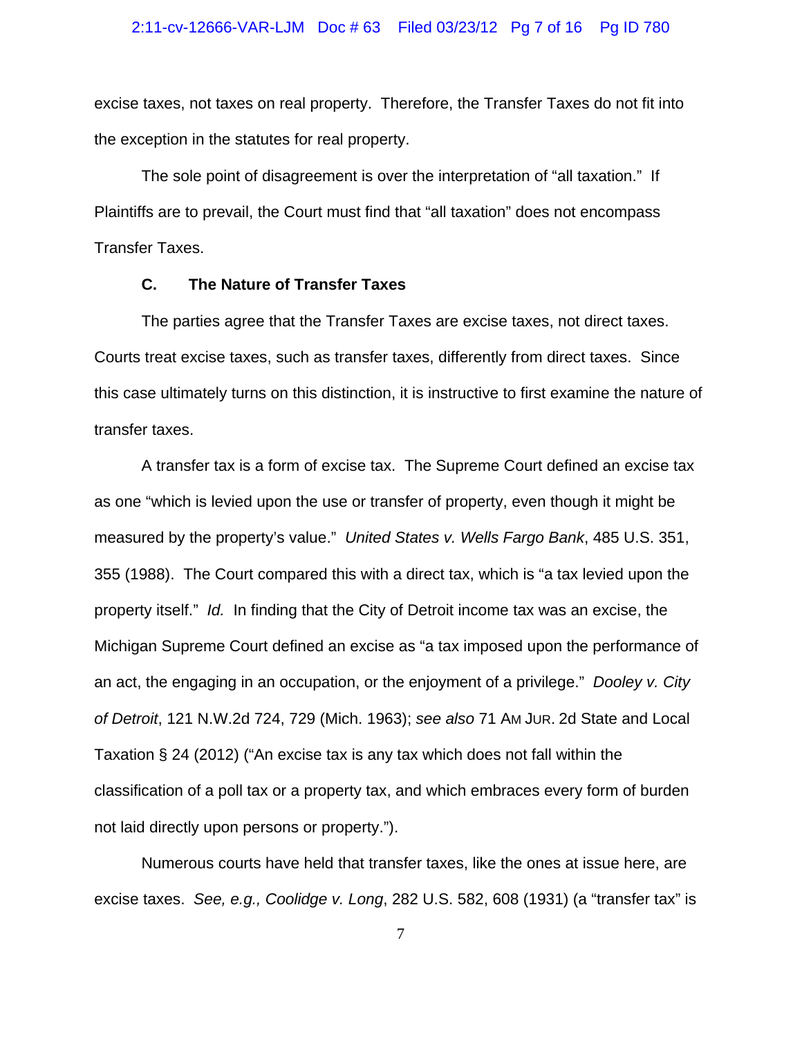excise taxes, not taxes on real property. Therefore, the Transfer Taxes do not fit into the exception in the statutes for real property.

The sole point of disagreement is over the interpretation of "all taxation." If Plaintiffs are to prevail, the Court must find that "all taxation" does not encompass Transfer Taxes.

### C. The Nature of Transfer Taxes

The parties agree that the Transfer Taxes are excise taxes, not direct taxes. Courts treat excise taxes, such as transfer taxes, differently from direct taxes. Since this case ultimately turns on this distinction, it is instructive to first examine the nature of transfer taxes.

A transfer tax is a form of excise tax. The Supreme Court defined an excise tax as one "which is levied upon the use or transfer of property, even though it might be measured by the property's value." *United States v. Wells Fargo Bank*, 485 U.S. 351, 355 (1988). The Court compared this with a direct tax, which is "a tax levied upon the property itself." *Id.* In finding that the City of Detroit income tax was an excise, the Michigan Supreme Court defined an excise as "a tax imposed upon the performance of an act, the engaging in an occupation, or the enjoyment of a privilege." *Dooley v. City of Detroit*, 121 N.W.2d 724, 729 (Mich. 1963); *see also* 71 AM JUR. 2d State and Local Taxation § 24 (2012) ("An excise tax is any tax which does not fall within the classification of a poll tax or a property tax, and which embraces every form of burden not laid directly upon persons or property.").

Numerous courts have held that transfer taxes, like the ones at issue here, are excise taxes. *See, e.g., Coolidge v. Long*, 282 U.S. 582, 608 (1931) (a "transfer tax" is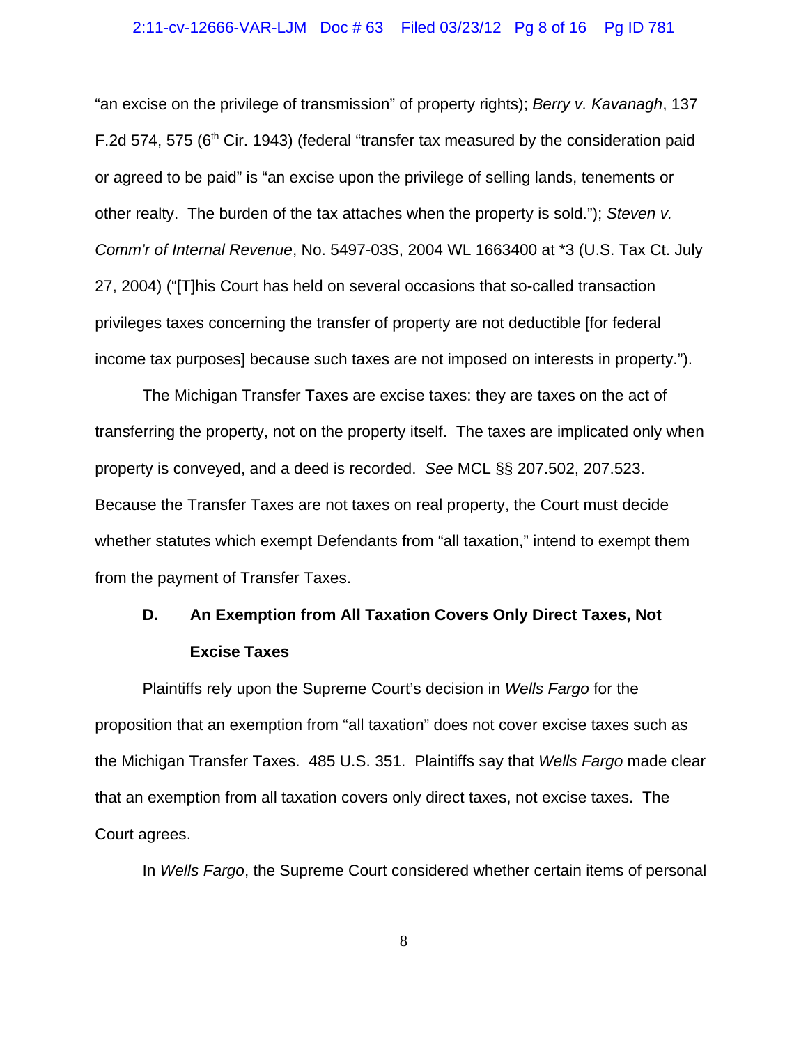"an excise on the privilege of transmission" of property rights); *Berry v. Kavanagh*, 137 F.2d 574, 575 (6th Cir. 1943) (federal "transfer tax measured by the consideration paid or agreed to be paid" is "an excise upon the privilege of selling lands, tenements or other realty. The burden of the tax attaches when the property is sold."); *Steven v. Comm'r of Internal Revenue*, No. 5497-03S, 2004 WL 1663400 at *3 (U.S. Tax Ct. July 27, 2004) ("[T]his Court has held on several occasions that so-called transaction privileges taxes concerning the transfer of property are not deductible [for federal income tax purposes] because such taxes are not imposed on interests in property.").

The Michigan Transfer Taxes are excise taxes: they are taxes on the act of transferring the property, not on the property itself. The taxes are implicated only when property is conveyed, and a deed is recorded. *See* MCL §§ 207.502, 207.523. Because the Transfer Taxes are not taxes on real property, the Court must decide whether statutes which exempt Defendants from "all taxation," intend to exempt them from the payment of Transfer Taxes.

### D. An Exemption from All Taxation Covers Only Direct Taxes, Not Excise Taxes

Plaintiffs rely upon the Supreme Court's decision in *Wells Fargo* for the proposition that an exemption from "all taxation" does not cover excise taxes such as the Michigan Transfer Taxes. 485 U.S. 351. Plaintiffs say that *Wells Fargo* made clear that an exemption from all taxation covers only direct taxes, not excise taxes. The Court agrees.

In *Wells Fargo*, the Supreme Court considered whether certain items of personal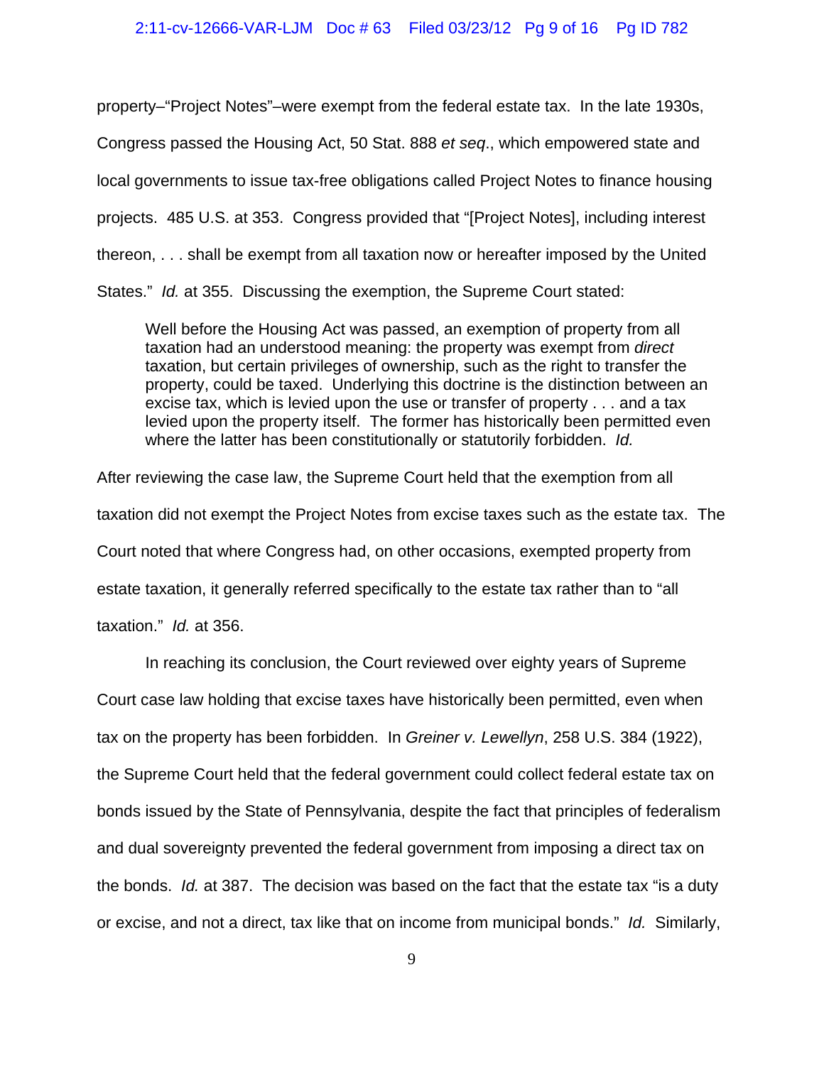property–"Project Notes"–were exempt from the federal estate tax. In the late 1930s, Congress passed the Housing Act, 50 Stat. 888 *et seq*., which empowered state and local governments to issue tax-free obligations called Project Notes to finance housing projects. 485 U.S. at 353. Congress provided that "[Project Notes], including interest thereon, . . . shall be exempt from all taxation now or hereafter imposed by the United States." *Id.* at 355. Discussing the exemption, the Supreme Court stated:

> Well before the Housing Act was passed, an exemption of property from all taxation had an understood meaning: the property was exempt from *direct* taxation, but certain privileges of ownership, such as the right to transfer the property, could be taxed. Underlying this doctrine is the distinction between an excise tax, which is levied upon the use or transfer of property . . . and a tax levied upon the property itself. The former has historically been permitted even where the latter has been constitutionally or statutorily forbidden. *Id.*

After reviewing the case law, the Supreme Court held that the exemption from all taxation did not exempt the Project Notes from excise taxes such as the estate tax. The Court noted that where Congress had, on other occasions, exempted property from estate taxation, it generally referred specifically to the estate tax rather than to "all taxation." *Id.* at 356.

In reaching its conclusion, the Court reviewed over eighty years of Supreme Court case law holding that excise taxes have historically been permitted, even when tax on the property has been forbidden. In *Greiner v. Lewellyn*, 258 U.S. 384 (1922), the Supreme Court held that the federal government could collect federal estate tax on bonds issued by the State of Pennsylvania, despite the fact that principles of federalism and dual sovereignty prevented the federal government from imposing a direct tax on the bonds. *Id.* at 387. The decision was based on the fact that the estate tax "is a duty or excise, and not a direct, tax like that on income from municipal bonds." *Id.* Similarly,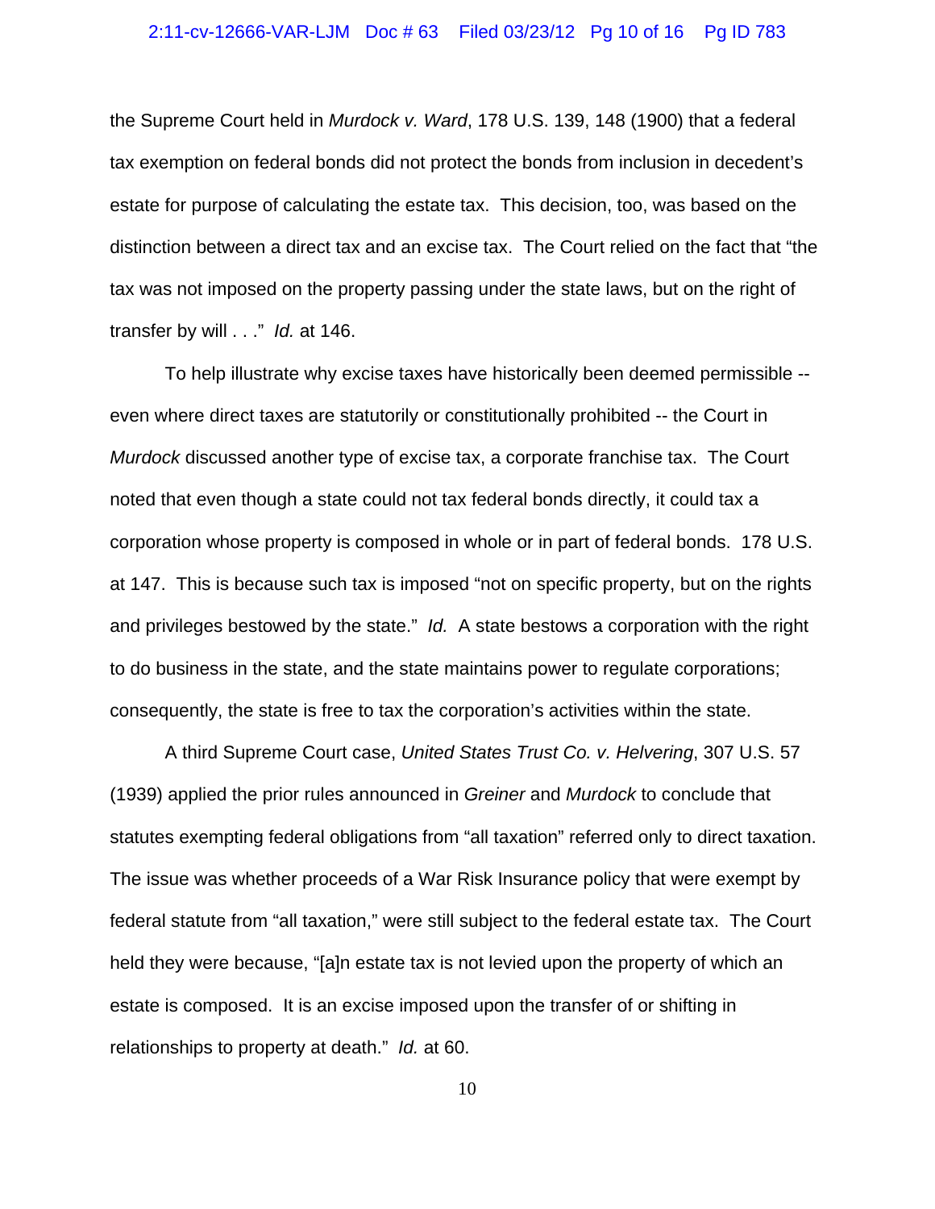the Supreme Court held in *Murdock v. Ward*, 178 U.S. 139, 148 (1900) that a federal tax exemption on federal bonds did not protect the bonds from inclusion in decedent's estate for purpose of calculating the estate tax. This decision, too, was based on the distinction between a direct tax and an excise tax. The Court relied on the fact that "the tax was not imposed on the property passing under the state laws, but on the right of transfer by will . . ." *Id.* at 146.

To help illustrate why excise taxes have historically been deemed permissible -- even where direct taxes are statutorily or constitutionally prohibited -- the Court in *Murdock* discussed another type of excise tax, a corporate franchise tax. The Court noted that even though a state could not tax federal bonds directly, it could tax a corporation whose property is composed in whole or in part of federal bonds. 178 U.S. at 147. This is because such tax is imposed "not on specific property, but on the rights and privileges bestowed by the state." *Id.* A state bestows a corporation with the right to do business in the state, and the state maintains power to regulate corporations; consequently, the state is free to tax the corporation's activities within the state.

A third Supreme Court case, *United States Trust Co. v. Helvering*, 307 U.S. 57 (1939) applied the prior rules announced in *Greiner* and *Murdock* to conclude that statutes exempting federal obligations from "all taxation" referred only to direct taxation. The issue was whether proceeds of a War Risk Insurance policy that were exempt by federal statute from "all taxation," were still subject to the federal estate tax. The Court held they were because, "[a]n estate tax is not levied upon the property of which an estate is composed. It is an excise imposed upon the transfer of or shifting in relationships to property at death." *Id.* at 60.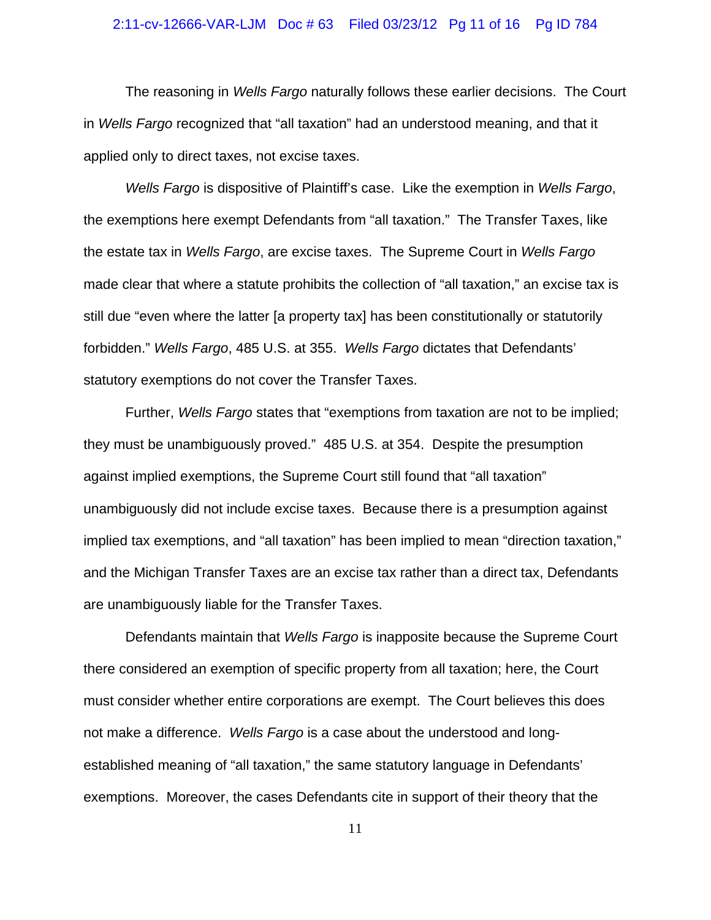The reasoning in *Wells Fargo* naturally follows these earlier decisions. The Court in *Wells Fargo* recognized that "all taxation" had an understood meaning, and that it applied only to direct taxes, not excise taxes.

*Wells Fargo* is dispositive of Plaintiff's case. Like the exemption in *Wells Fargo*, the exemptions here exempt Defendants from "all taxation." The Transfer Taxes, like the estate tax in *Wells Fargo*, are excise taxes. The Supreme Court in *Wells Fargo* made clear that where a statute prohibits the collection of "all taxation," an excise tax is still due "even where the latter [a property tax] has been constitutionally or statutorily forbidden." *Wells Fargo*, 485 U.S. at 355. *Wells Fargo* dictates that Defendants' statutory exemptions do not cover the Transfer Taxes.

Further, *Wells Fargo* states that "exemptions from taxation are not to be implied; they must be unambiguously proved." 485 U.S. at 354. Despite the presumption against implied exemptions, the Supreme Court still found that "all taxation" unambiguously did not include excise taxes. Because there is a presumption against implied tax exemptions, and "all taxation" has been implied to mean "direction taxation," and the Michigan Transfer Taxes are an excise tax rather than a direct tax, Defendants are unambiguously liable for the Transfer Taxes.

Defendants maintain that *Wells Fargo* is inapposite because the Supreme Court there considered an exemption of specific property from all taxation; here, the Court must consider whether entire corporations are exempt. The Court believes this does not make a difference. *Wells Fargo* is a case about the understood and long-established meaning of "all taxation," the same statutory language in Defendants' exemptions. Moreover, the cases Defendants cite in support of their theory that the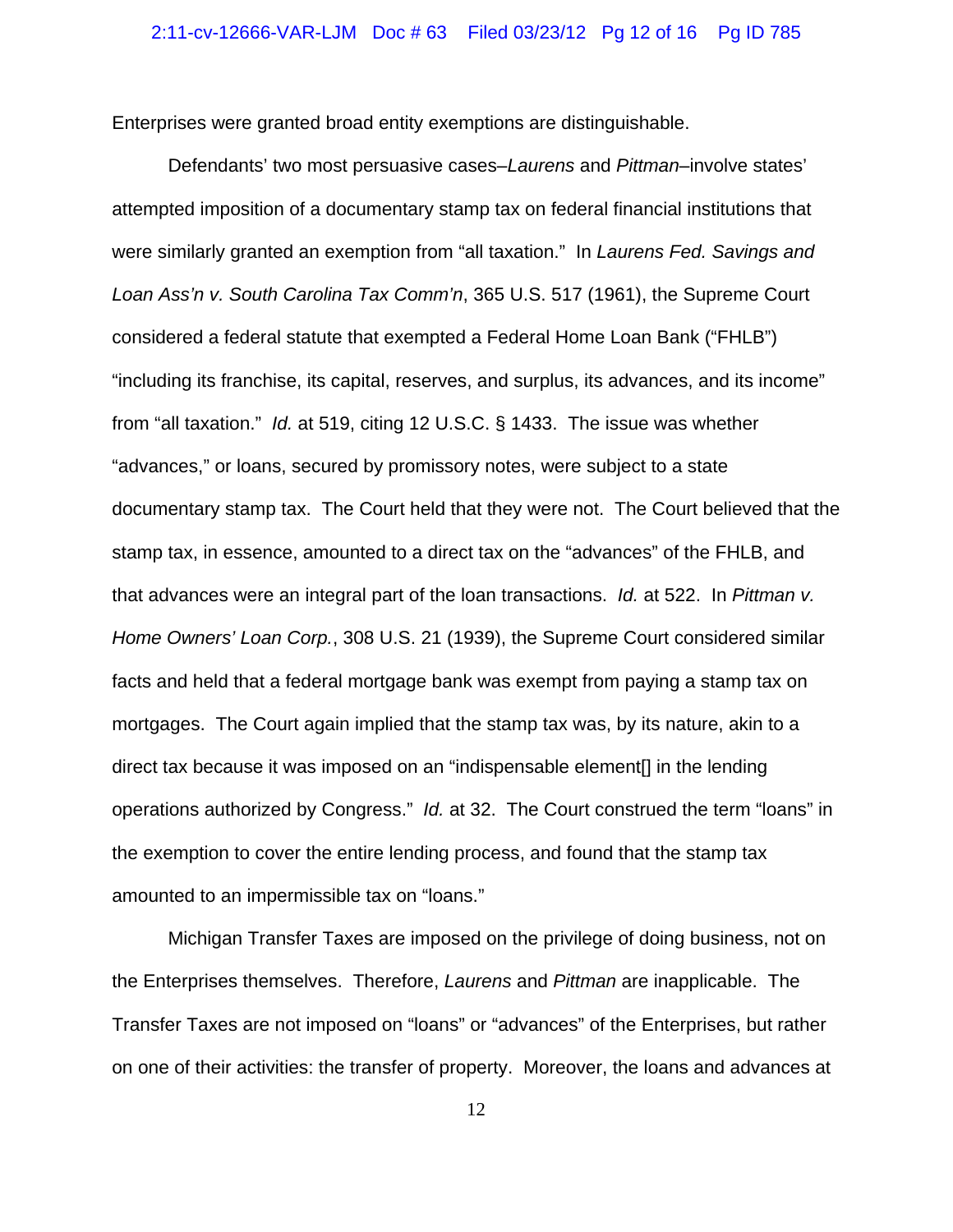Enterprises were granted broad entity exemptions are distinguishable.

Defendants' two most persuasive cases–*Laurens* and *Pittman*–involve states' attempted imposition of a documentary stamp tax on federal financial institutions that were similarly granted an exemption from "all taxation." In *Laurens Fed. Savings and Loan Ass'n v. South Carolina Tax Comm'n*, 365 U.S. 517 (1961), the Supreme Court considered a federal statute that exempted a Federal Home Loan Bank ("FHLB") "including its franchise, its capital, reserves, and surplus, its advances, and its income" from "all taxation." *Id.* at 519, citing 12 U.S.C. § 1433. The issue was whether "advances," or loans, secured by promissory notes, were subject to a state documentary stamp tax. The Court held that they were not. The Court believed that the stamp tax, in essence, amounted to a direct tax on the "advances" of the FHLB, and that advances were an integral part of the loan transactions. *Id.* at 522. In *Pittman v. Home Owners' Loan Corp.*, 308 U.S. 21 (1939), the Supreme Court considered similar facts and held that a federal mortgage bank was exempt from paying a stamp tax on mortgages. The Court again implied that the stamp tax was, by its nature, akin to a direct tax because it was imposed on an "indispensable element[] in the lending operations authorized by Congress." *Id.* at 32. The Court construed the term "loans" in the exemption to cover the entire lending process, and found that the stamp tax amounted to an impermissible tax on "loans."

Michigan Transfer Taxes are imposed on the privilege of doing business, not on the Enterprises themselves. Therefore, *Laurens* and *Pittman* are inapplicable. The Transfer Taxes are not imposed on "loans" or "advances" of the Enterprises, but rather on one of their activities: the transfer of property. Moreover, the loans and advances at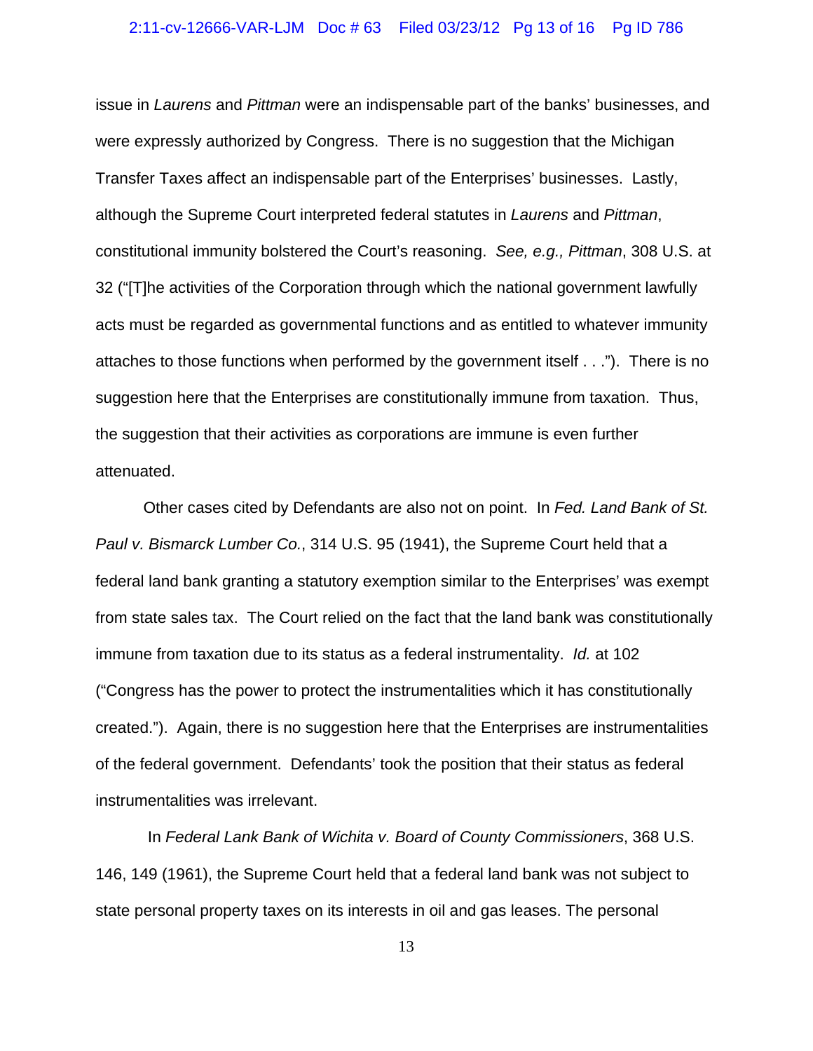issue in *Laurens* and *Pittman* were an indispensable part of the banks' businesses, and were expressly authorized by Congress. There is no suggestion that the Michigan Transfer Taxes affect an indispensable part of the Enterprises' businesses. Lastly, although the Supreme Court interpreted federal statutes in *Laurens* and *Pittman*, constitutional immunity bolstered the Court's reasoning. *See, e.g., Pittman*, 308 U.S. at 32 ("[T]he activities of the Corporation through which the national government lawfully acts must be regarded as governmental functions and as entitled to whatever immunity attaches to those functions when performed by the government itself . . ."). There is no suggestion here that the Enterprises are constitutionally immune from taxation. Thus, the suggestion that their activities as corporations are immune is even further attenuated.

Other cases cited by Defendants are also not on point. In *Fed. Land Bank of St. Paul v. Bismarck Lumber Co.*, 314 U.S. 95 (1941), the Supreme Court held that a federal land bank granting a statutory exemption similar to the Enterprises' was exempt from state sales tax. The Court relied on the fact that the land bank was constitutionally immune from taxation due to its status as a federal instrumentality. *Id.* at 102 ("Congress has the power to protect the instrumentalities which it has constitutionally created."). Again, there is no suggestion here that the Enterprises are instrumentalities of the federal government. Defendants' took the position that their status as federal instrumentalities was irrelevant.

In *Federal Lank Bank of Wichita v. Board of County Commissioners*, 368 U.S. 146, 149 (1961), the Supreme Court held that a federal land bank was not subject to state personal property taxes on its interests in oil and gas leases. The personal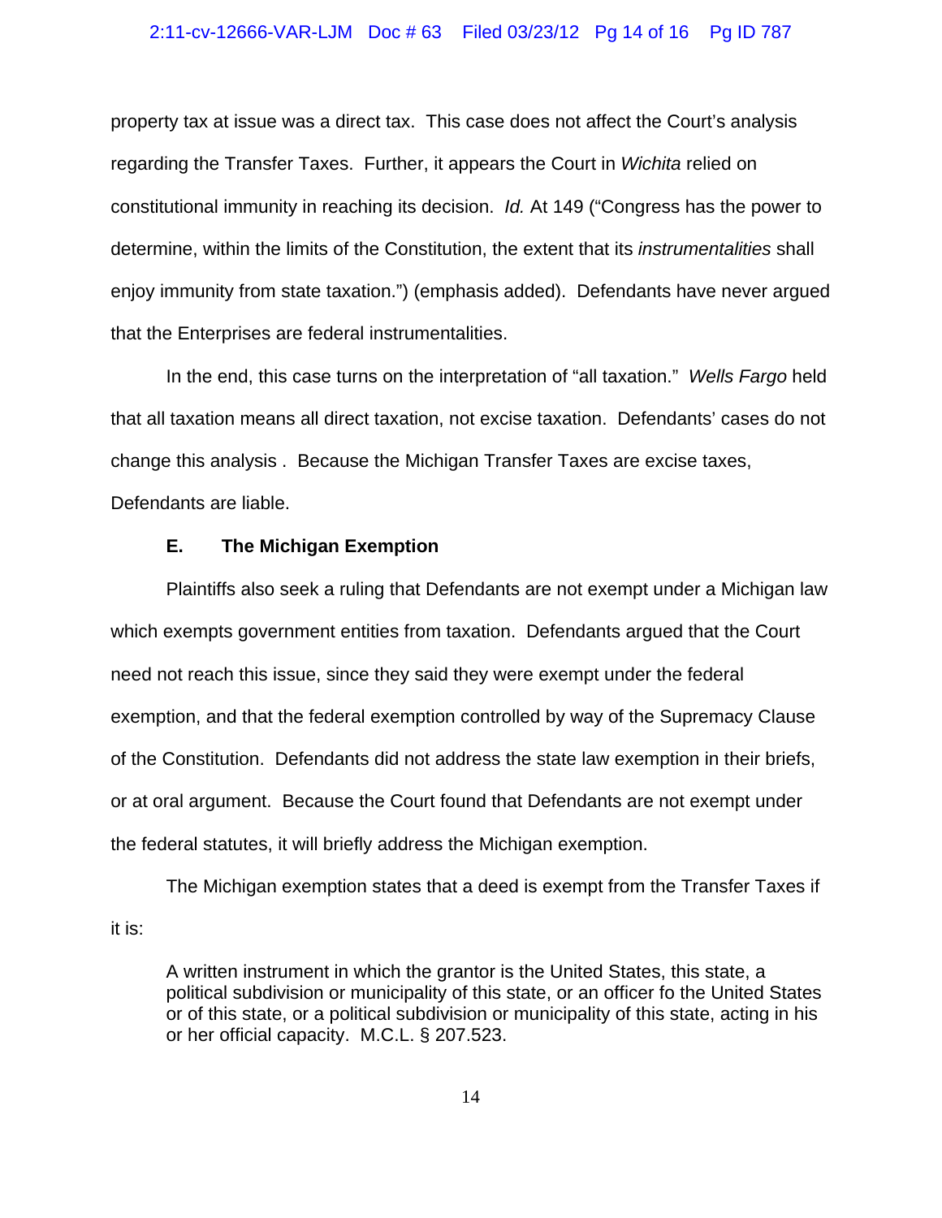property tax at issue was a direct tax. This case does not affect the Court's analysis regarding the Transfer Taxes. Further, it appears the Court in *Wichita* relied on constitutional immunity in reaching its decision. *Id.* At 149 ("Congress has the power to determine, within the limits of the Constitution, the extent that its *instrumentalities* shall enjoy immunity from state taxation.") (emphasis added). Defendants have never argued that the Enterprises are federal instrumentalities.

In the end, this case turns on the interpretation of "all taxation." *Wells Fargo* held that all taxation means all direct taxation, not excise taxation. Defendants' cases do not change this analysis . Because the Michigan Transfer Taxes are excise taxes, Defendants are liable.

### E. The Michigan Exemption

Plaintiffs also seek a ruling that Defendants are not exempt under a Michigan law which exempts government entities from taxation. Defendants argued that the Court need not reach this issue, since they said they were exempt under the federal exemption, and that the federal exemption controlled by way of the Supremacy Clause of the Constitution. Defendants did not address the state law exemption in their briefs, or at oral argument. Because the Court found that Defendants are not exempt under the federal statutes, it will briefly address the Michigan exemption.

The Michigan exemption states that a deed is exempt from the Transfer Taxes if it is:

> A written instrument in which the grantor is the United States, this state, a political subdivision or municipality of this state, or an officer fo the United States or of this state, or a political subdivision or municipality of this state, acting in his or her official capacity. M.C.L. § 207.523.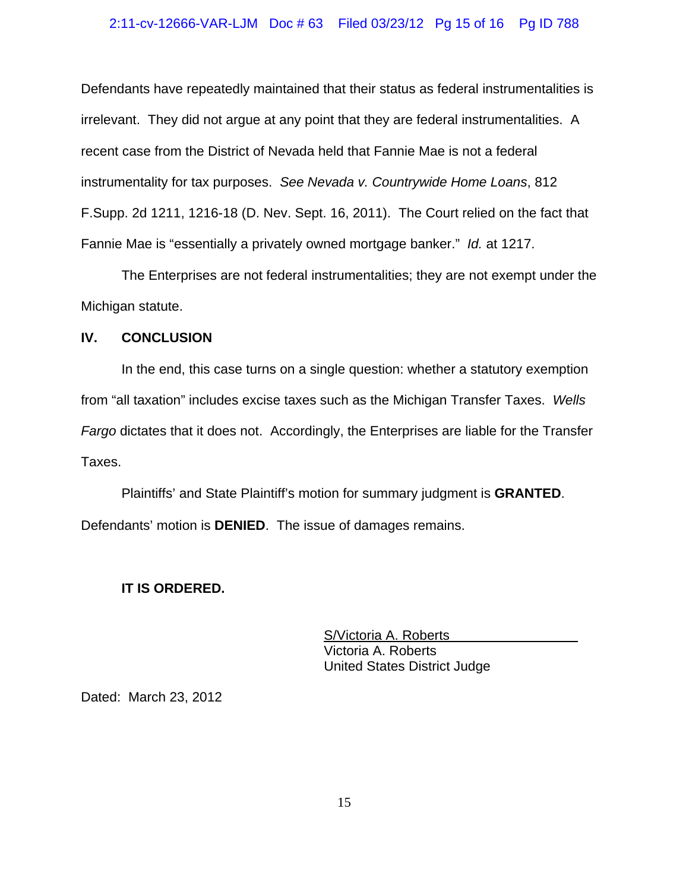Defendants have repeatedly maintained that their status as federal instrumentalities is irrelevant. They did not argue at any point that they are federal instrumentalities. A recent case from the District of Nevada held that Fannie Mae is not a federal instrumentality for tax purposes. *See Nevada v. Countrywide Home Loans*, 812 F.Supp. 2d 1211, 1216-18 (D. Nev. Sept. 16, 2011). The Court relied on the fact that Fannie Mae is "essentially a privately owned mortgage banker." *Id.* at 1217.

The Enterprises are not federal instrumentalities; they are not exempt under the Michigan statute.

## IV. CONCLUSION

In the end, this case turns on a single question: whether a statutory exemption from "all taxation" includes excise taxes such as the Michigan Transfer Taxes. *Wells Fargo* dictates that it does not. Accordingly, the Enterprises are liable for the Transfer Taxes.

Plaintiffs' and State Plaintiff's motion for summary judgment is **GRANTED**. Defendants' motion is **DENIED**. The issue of damages remains.

**IT IS ORDERED.**

S/Victoria A. Roberts
Victoria A. Roberts
United States District Judge

Dated: March 23, 2012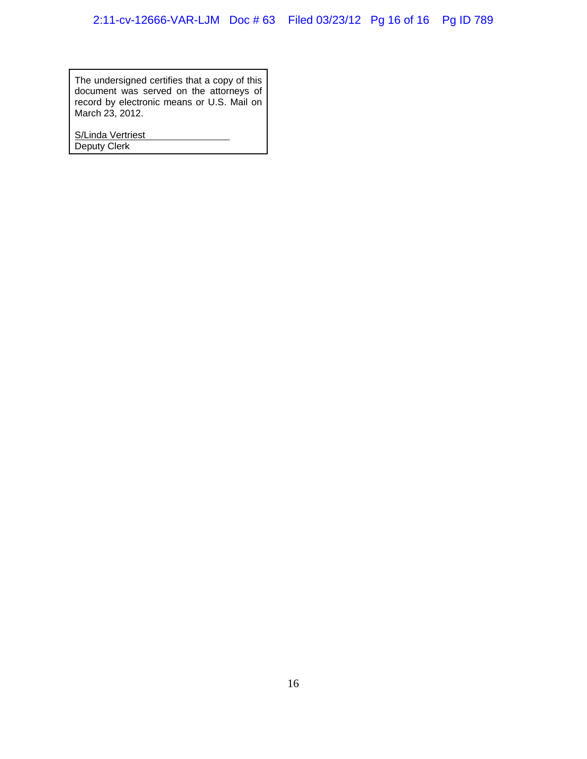The undersigned certifies that a copy of this document was served on the attorneys of record by electronic means or U.S. Mail on March 23, 2012.

S/Linda Vertriest
Deputy Clerk